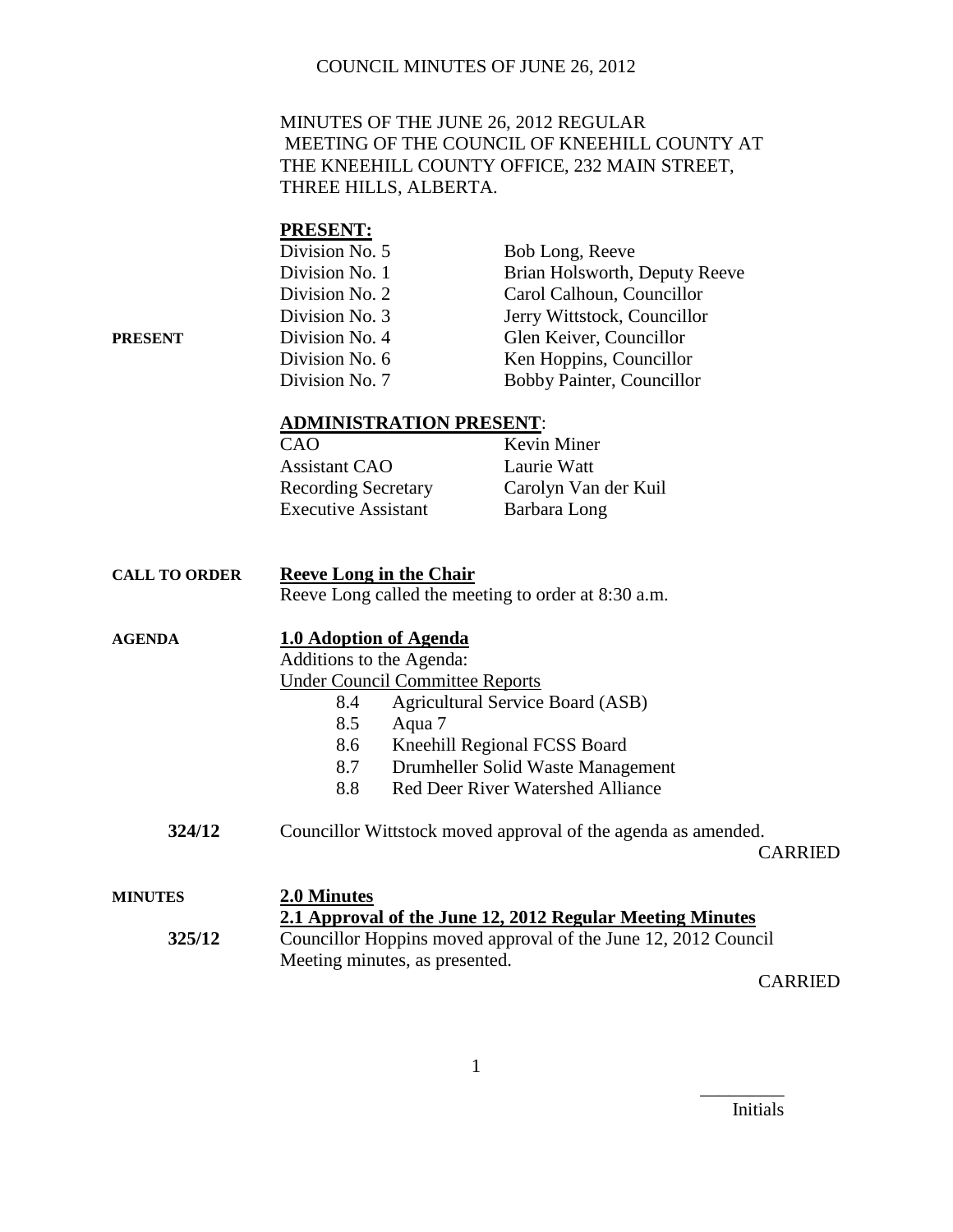MINUTES OF THE JUNE 26, 2012 REGULAR MEETING OF THE COUNCIL OF KNEEHILL COUNTY AT THE KNEEHILL COUNTY OFFICE, 232 MAIN STREET, THREE HILLS, ALBERTA.

**PRESENT**

**PRESENT:**

| | |
|---|---|
| Division No. 5 | Bob Long, Reeve |
| Division No. 1 | Brian Holsworth, Deputy Reeve |
| Division No. 2 | Carol Calhoun, Councillor |
| Division No. 3 | Jerry Wittstock, Councillor |
| Division No. 4 | Glen Keiver, Councillor |
| Division No. 6 | Ken Hoppins, Councillor |
| Division No. 7 | Bobby Painter, Councillor |

**ADMINISTRATION PRESENT:**

| | |
|---|---|
| CAO | Kevin Miner |
| Assistant CAO | Laurie Watt |
| Recording Secretary | Carolyn Van der Kuil |
| Executive Assistant | Barbara Long |

**CALL TO ORDER**

**Reeve Long in the Chair**

Reeve Long called the meeting to order at 8:30 a.m.

**AGENDA**

**1.0 Adoption of Agenda**

Additions to the Agenda:

Under Council Committee Reports

- 8.4 Agricultural Service Board (ASB)
- 8.5 Aqua 7
- 8.6 Kneehill Regional FCSS Board
- 8.7 Drumheller Solid Waste Management
- 8.8 Red Deer River Watershed Alliance

**324/12** Councillor Wittstock moved approval of the agenda as amended.

CARRIED

**MINUTES**

**2.0 Minutes**

**2.1 Approval of the June 12, 2012 Regular Meeting Minutes**

**325/12** Councillor Hoppins moved approval of the June 12, 2012 Council Meeting minutes, as presented.

CARRIED

Initials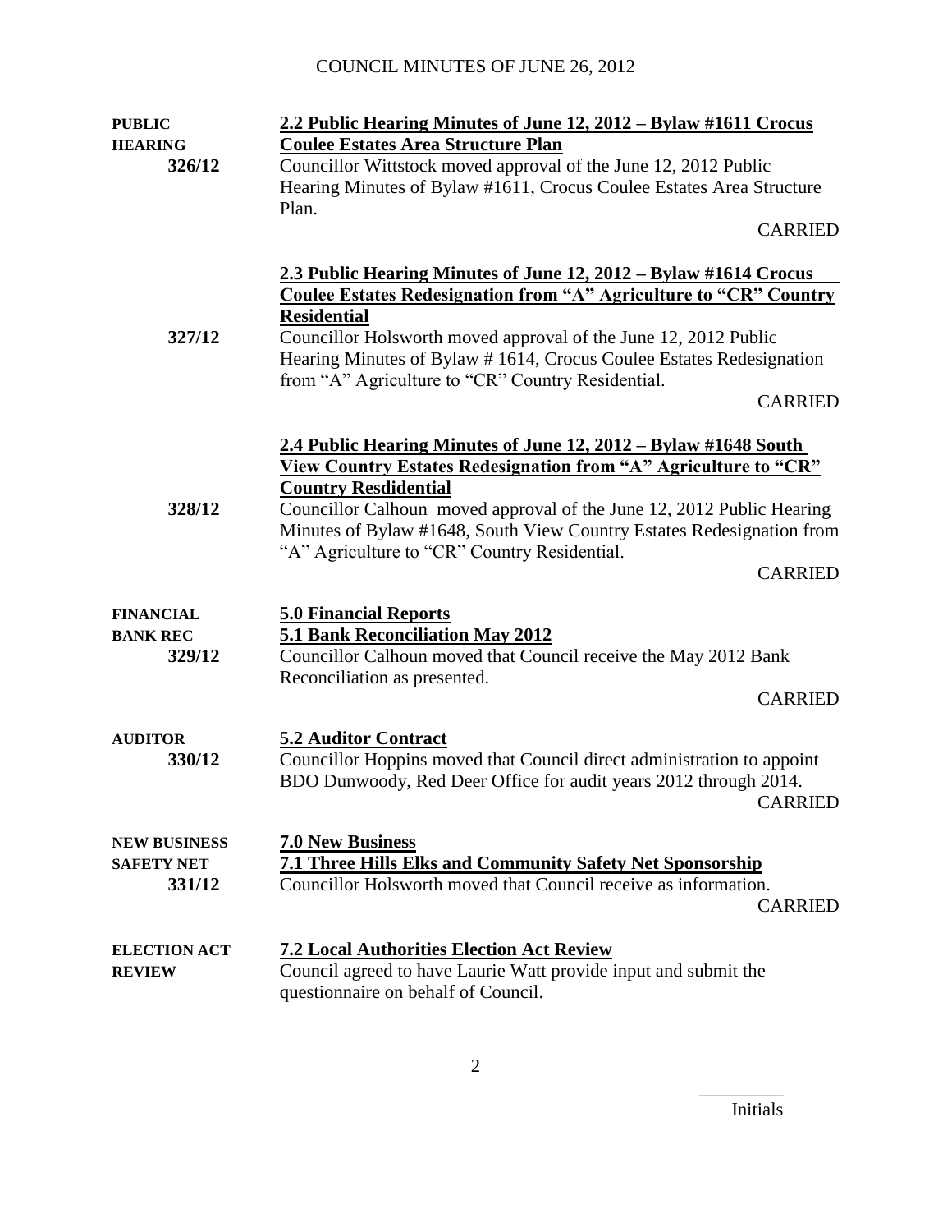| | |
|---|---|
| **PUBLIC HEARING** | **2.2 Public Hearing Minutes of June 12, 2012 – Bylaw #1611 Crocus Coulee Estates Area Structure Plan** |
| **326/12** | Councillor Wittstock moved approval of the June 12, 2012 Public Hearing Minutes of Bylaw #1611, Crocus Coulee Estates Area Structure Plan. CARRIED |
| | **2.3 Public Hearing Minutes of June 12, 2012 – Bylaw #1614 Crocus Coulee Estates Redesignation from "A" Agriculture to "CR" Country Residential** |
| **327/12** | Councillor Holsworth moved approval of the June 12, 2012 Public Hearing Minutes of Bylaw # 1614, Crocus Coulee Estates Redesignation from "A" Agriculture to "CR" Country Residential. CARRIED |
| | **2.4 Public Hearing Minutes of June 12, 2012 – Bylaw #1648 South View Country Estates Redesignation from "A" Agriculture to "CR" Country Resdidential** |
| **328/12** | Councillor Calhoun moved approval of the June 12, 2012 Public Hearing Minutes of Bylaw #1648, South View Country Estates Redesignation from "A" Agriculture to "CR" Country Residential. CARRIED |
| **FINANCIAL** | **5.0 Financial Reports** |
| **BANK REC** | **5.1 Bank Reconciliation May 2012** |
| **329/12** | Councillor Calhoun moved that Council receive the May 2012 Bank Reconciliation as presented. CARRIED |
| **AUDITOR** | **5.2 Auditor Contract** |
| **330/12** | Councillor Hoppins moved that Council direct administration to appoint BDO Dunwoody, Red Deer Office for audit years 2012 through 2014. CARRIED |
| **NEW BUSINESS** | **7.0 New Business** |
| **SAFETY NET** | **7.1 Three Hills Elks and Community Safety Net Sponsorship** |
| **331/12** | Councillor Holsworth moved that Council receive as information. CARRIED |
| **ELECTION ACT REVIEW** | **7.2 Local Authorities Election Act Review** |
| | Council agreed to have Laurie Watt provide input and submit the questionnaire on behalf of Council. |

_________ Initials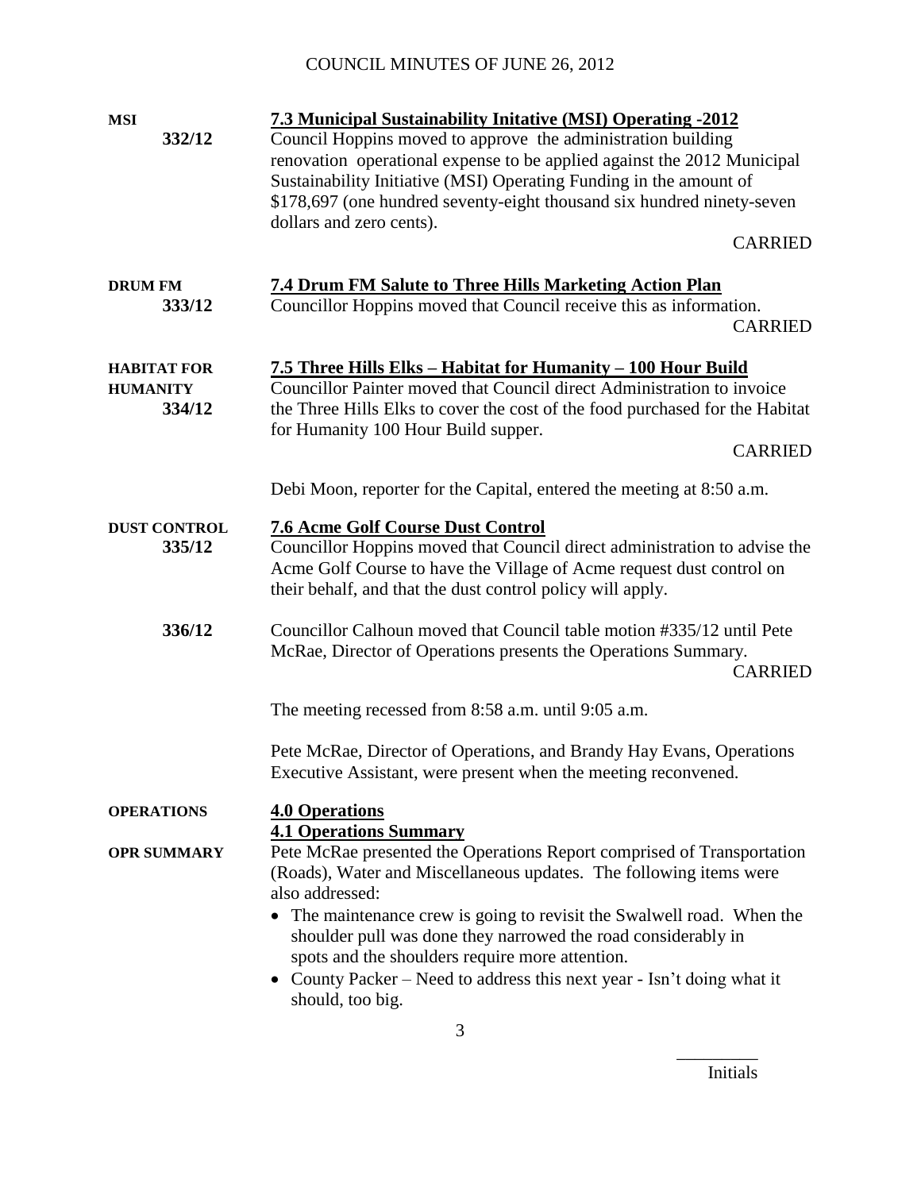**MSI**
**332/12**

**7.3 Municipal Sustainability Initative (MSI) Operating -2012**

Council Hoppins moved to approve the administration building renovation operational expense to be applied against the 2012 Municipal Sustainability Initiative (MSI) Operating Funding in the amount of $178,697 (one hundred seventy-eight thousand six hundred ninety-seven dollars and zero cents).

CARRIED

**DRUM FM**
**333/12**

**7.4 Drum FM Salute to Three Hills Marketing Action Plan**

Councillor Hoppins moved that Council receive this as information.

CARRIED

**HABITAT FOR HUMANITY**
**334/12**

**7.5 Three Hills Elks – Habitat for Humanity – 100 Hour Build**

Councillor Painter moved that Council direct Administration to invoice the Three Hills Elks to cover the cost of the food purchased for the Habitat for Humanity 100 Hour Build supper.

CARRIED

Debi Moon, reporter for the Capital, entered the meeting at 8:50 a.m.

**DUST CONTROL**
**335/12**

**7.6 Acme Golf Course Dust Control**

Councillor Hoppins moved that Council direct administration to advise the Acme Golf Course to have the Village of Acme request dust control on their behalf, and that the dust control policy will apply.

**336/12**

Councillor Calhoun moved that Council table motion #335/12 until Pete McRae, Director of Operations presents the Operations Summary.

CARRIED

The meeting recessed from 8:58 a.m. until 9:05 a.m.

Pete McRae, Director of Operations, and Brandy Hay Evans, Operations Executive Assistant, were present when the meeting reconvened.

**OPERATIONS**

**4.0 Operations**

**OPR SUMMARY**

**4.1 Operations Summary**

Pete McRae presented the Operations Report comprised of Transportation (Roads), Water and Miscellaneous updates. The following items were also addressed:

- The maintenance crew is going to revisit the Swalwell road. When the shoulder pull was done they narrowed the road considerably in spots and the shoulders require more attention.
- County Packer – Need to address this next year - Isn't doing what it should, too big.

Initials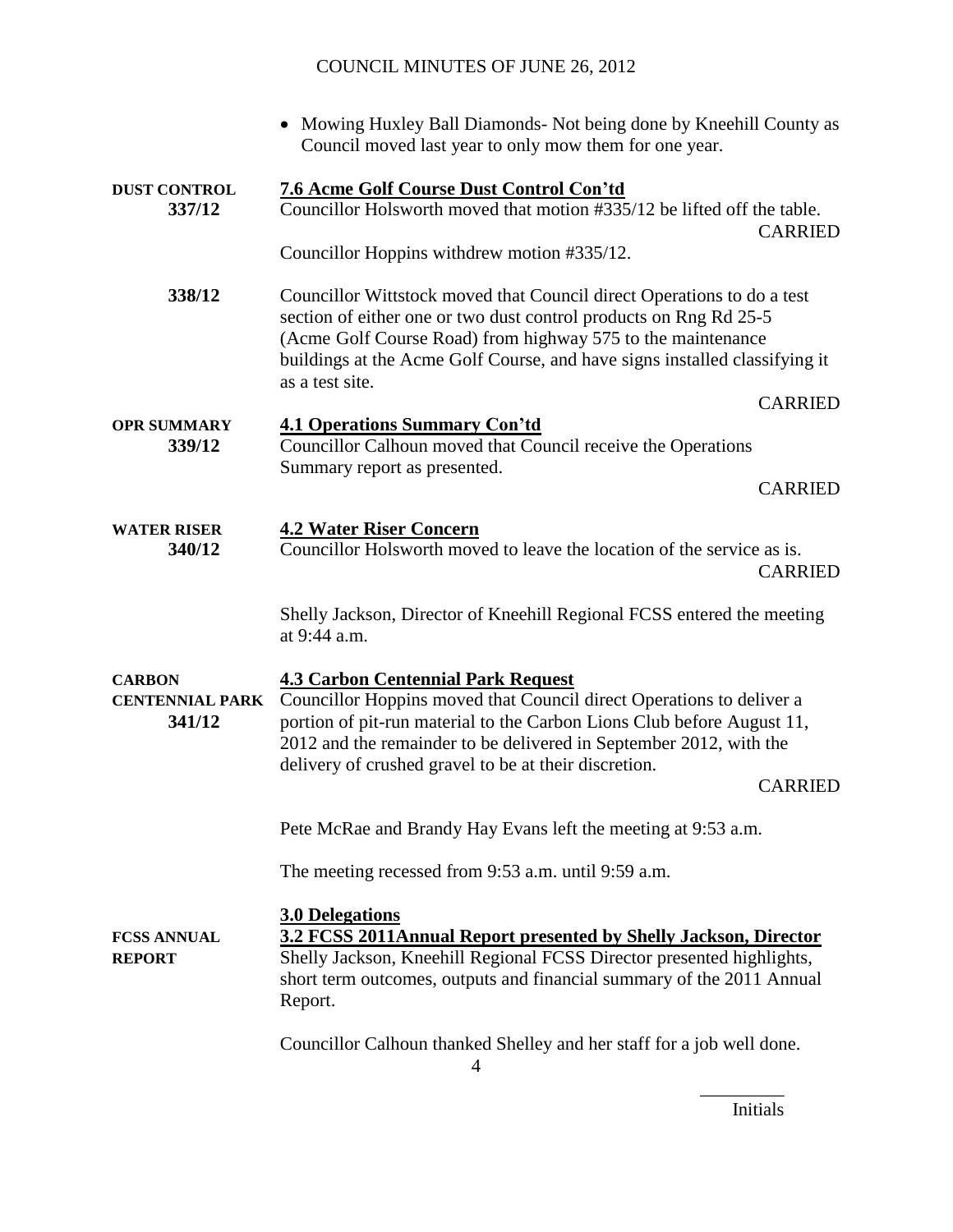- Mowing Huxley Ball Diamonds- Not being done by Kneehill County as Council moved last year to only mow them for one year.

**DUST CONTROL**
**337/12**

**7.6 Acme Golf Course Dust Control Con'td**

Councillor Holsworth moved that motion #335/12 be lifted off the table.

CARRIED

Councillor Hoppins withdrew motion #335/12.

**338/12**

Councillor Wittstock moved that Council direct Operations to do a test section of either one or two dust control products on Rng Rd 25-5 (Acme Golf Course Road) from highway 575 to the maintenance buildings at the Acme Golf Course, and have signs installed classifying it as a test site.

CARRIED

**OPR SUMMARY**
**339/12**

**4.1 Operations Summary Con'td**

Councillor Calhoun moved that Council receive the Operations Summary report as presented.

CARRIED

**WATER RISER**
**340/12**

**4.2 Water Riser Concern**

Councillor Holsworth moved to leave the location of the service as is.

CARRIED

Shelly Jackson, Director of Kneehill Regional FCSS entered the meeting at 9:44 a.m.

**CARBON CENTENNIAL PARK**
**341/12**

**4.3 Carbon Centennial Park Request**

Councillor Hoppins moved that Council direct Operations to deliver a portion of pit-run material to the Carbon Lions Club before August 11, 2012 and the remainder to be delivered in September 2012, with the delivery of crushed gravel to be at their discretion.

CARRIED

Pete McRae and Brandy Hay Evans left the meeting at 9:53 a.m.

The meeting recessed from 9:53 a.m. until 9:59 a.m.

**3.0 Delegations**

**FCSS ANNUAL REPORT**

**3.2 FCSS 2011Annual Report presented by Shelly Jackson, Director**

Shelly Jackson, Kneehill Regional FCSS Director presented highlights, short term outcomes, outputs and financial summary of the 2011 Annual Report.

Councillor Calhoun thanked Shelley and her staff for a job well done.

Initials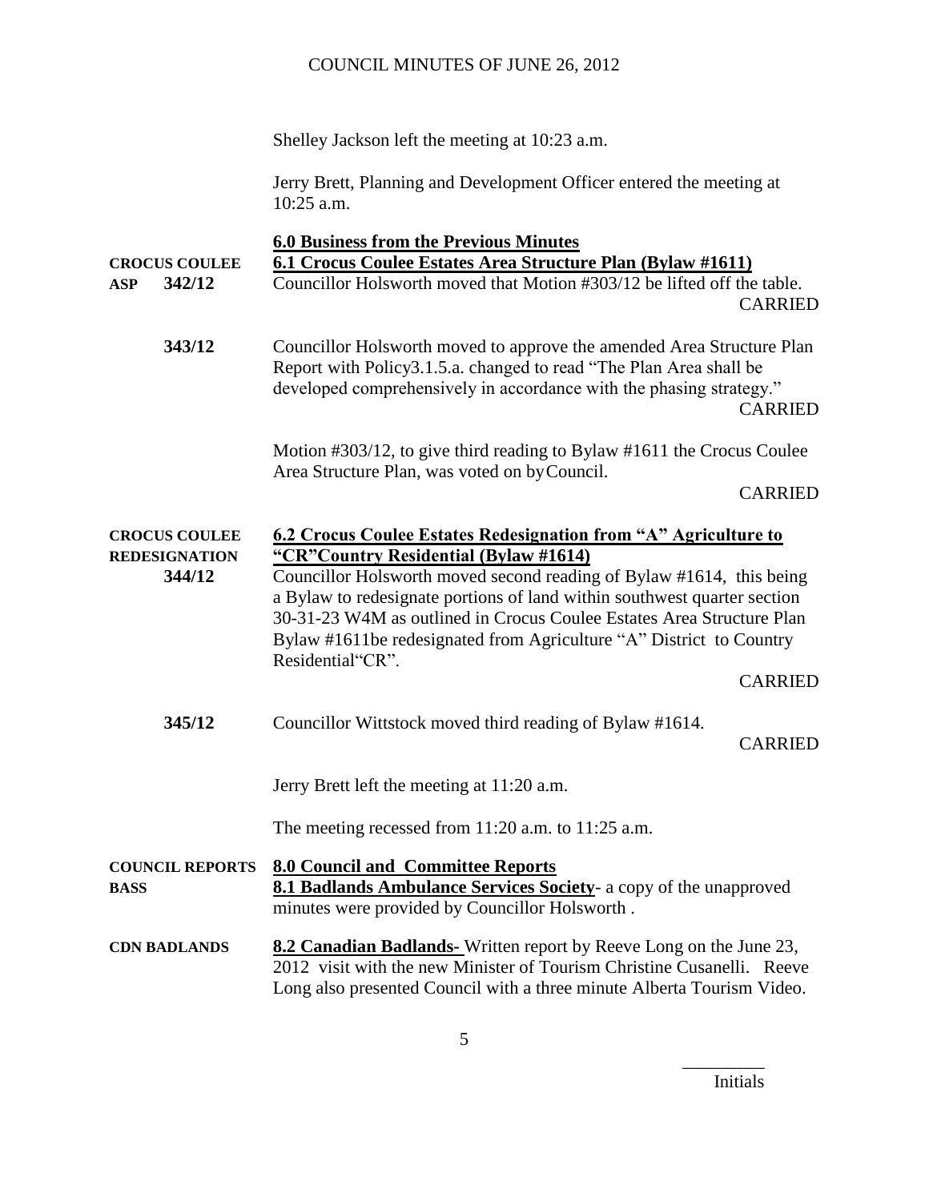Shelley Jackson left the meeting at 10:23 a.m.

Jerry Brett, Planning and Development Officer entered the meeting at 10:25 a.m.

**6.0 Business from the Previous Minutes**

**CROCUS COULEE ASP**

**6.1 Crocus Coulee Estates Area Structure Plan (Bylaw #1611)**

**342/12** Councillor Holsworth moved that Motion #303/12 be lifted off the table.

CARRIED

**343/12** Councillor Holsworth moved to approve the amended Area Structure Plan Report with Policy3.1.5.a. changed to read "The Plan Area shall be developed comprehensively in accordance with the phasing strategy."

CARRIED

Motion #303/12, to give third reading to Bylaw #1611 the Crocus Coulee Area Structure Plan, was voted on byCouncil.

CARRIED

**CROCUS COULEE REDESIGNATION**

**6.2 Crocus Coulee Estates Redesignation from "A" Agriculture to "CR"Country Residential (Bylaw #1614)**

**344/12** Councillor Holsworth moved second reading of Bylaw #1614, this being a Bylaw to redesignate portions of land within southwest quarter section 30-31-23 W4M as outlined in Crocus Coulee Estates Area Structure Plan Bylaw #1611be redesignated from Agriculture "A" District to Country Residential"CR".

CARRIED

**345/12** Councillor Wittstock moved third reading of Bylaw #1614.

CARRIED

Jerry Brett left the meeting at 11:20 a.m.

The meeting recessed from 11:20 a.m. to 11:25 a.m.

**COUNCIL REPORTS**

**8.0 Council and Committee Reports**

**BASS**

**8.1 Badlands Ambulance Services Society**- a copy of the unapproved minutes were provided by Councillor Holsworth .

**CDN BADLANDS**

**8.2 Canadian Badlands-** Written report by Reeve Long on the June 23, 2012 visit with the new Minister of Tourism Christine Cusanelli. Reeve Long also presented Council with a three minute Alberta Tourism Video.

_________ Initials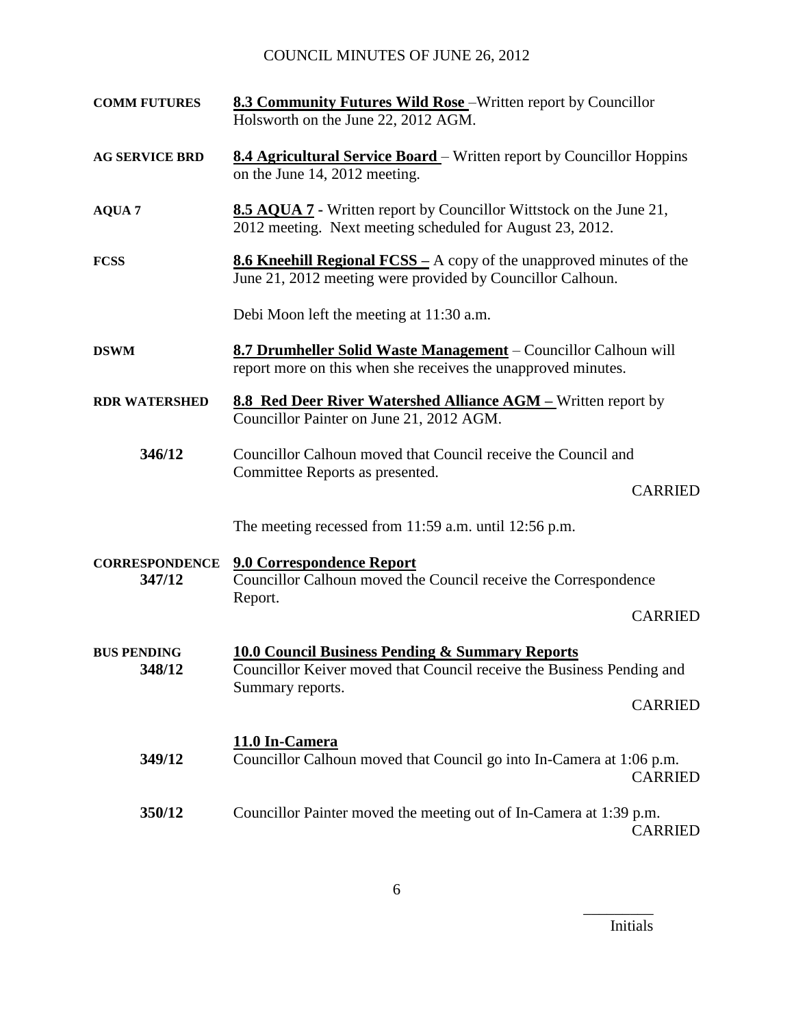**COMM FUTURES** — **8.3 Community Futures Wild Rose** –Written report by Councillor Holsworth on the June 22, 2012 AGM.

**AG SERVICE BRD** — **8.4 Agricultural Service Board** – Written report by Councillor Hoppins on the June 14, 2012 meeting.

**AQUA 7** — **8.5 AQUA 7** - Written report by Councillor Wittstock on the June 21, 2012 meeting. Next meeting scheduled for August 23, 2012.

**FCSS** — **8.6 Kneehill Regional FCSS –** A copy of the unapproved minutes of the June 21, 2012 meeting were provided by Councillor Calhoun.

Debi Moon left the meeting at 11:30 a.m.

**DSWM** — **8.7 Drumheller Solid Waste Management** – Councillor Calhoun will report more on this when she receives the unapproved minutes.

**RDR WATERSHED** — **8.8 Red Deer River Watershed Alliance AGM –** Written report by Councillor Painter on June 21, 2012 AGM.

**346/12** — Councillor Calhoun moved that Council receive the Council and Committee Reports as presented.

CARRIED

The meeting recessed from 11:59 a.m. until 12:56 p.m.

**CORRESPONDENCE** — **9.0 Correspondence Report**

**347/12** — Councillor Calhoun moved the Council receive the Correspondence Report.

CARRIED

**BUS PENDING** — **10.0 Council Business Pending & Summary Reports**

**348/12** — Councillor Keiver moved that Council receive the Business Pending and Summary reports.

CARRIED

**11.0 In-Camera**

**349/12** — Councillor Calhoun moved that Council go into In-Camera at 1:06 p.m.

CARRIED

**350/12** — Councillor Painter moved the meeting out of In-Camera at 1:39 p.m.

CARRIED

\_\_\_\_\_\_\_\_\_

Initials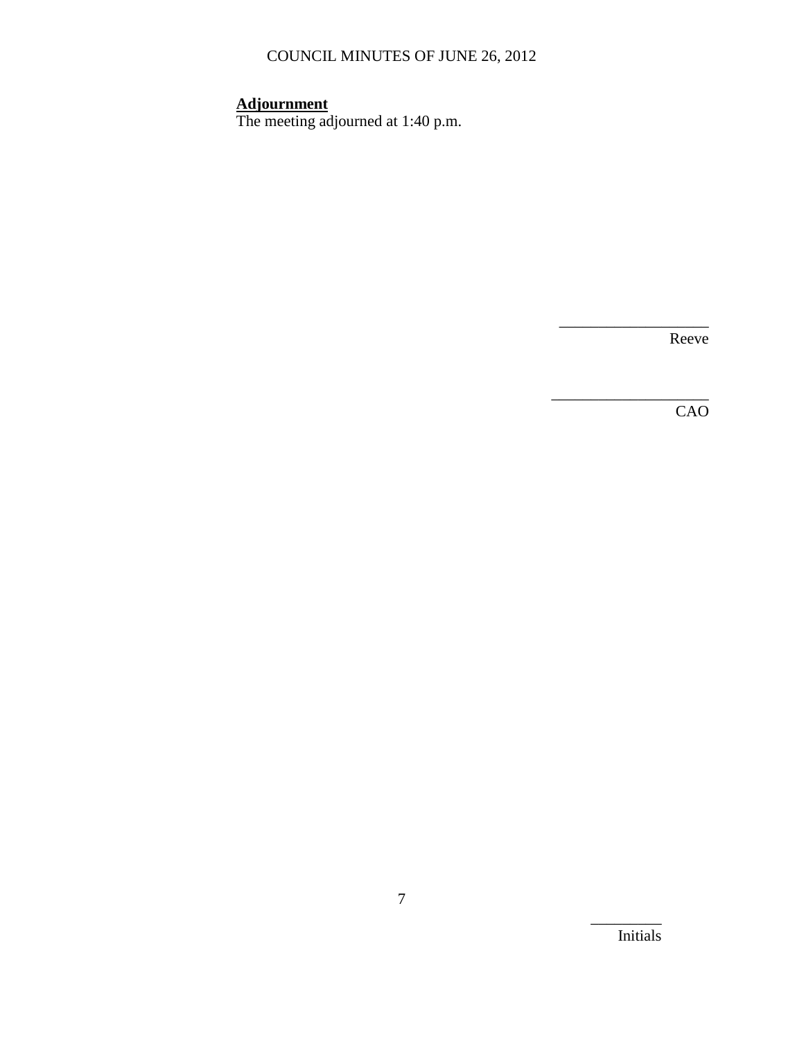**Adjournment**

The meeting adjourned at 1:40 p.m.

\_\_\_\_\_\_\_\_\_\_\_\_\_\_\_\_\_\_\_

Reeve

\_\_\_\_\_\_\_\_\_\_\_\_\_\_\_\_\_\_\_

CAO

\_\_\_\_\_\_\_\_\_

Initials